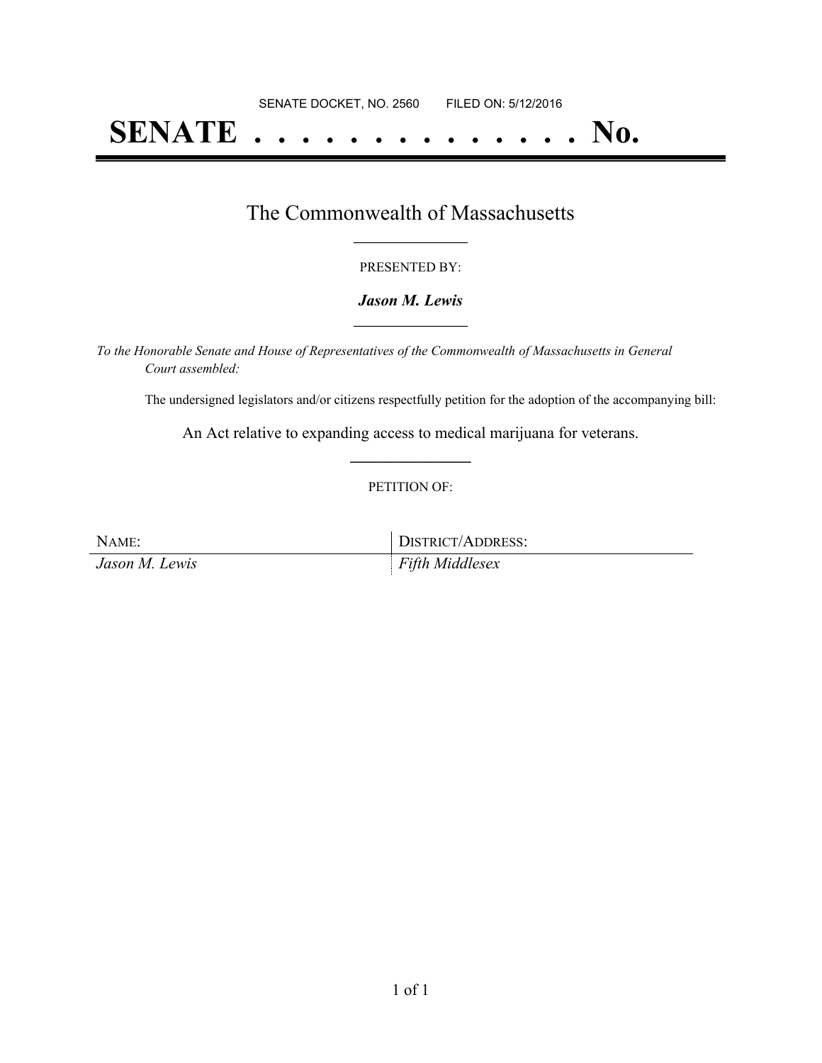SENATE DOCKET, NO. 2560        FILED ON: 5/12/2016

# SENATE . . . . . . . . . . . . . . No.

## The Commonwealth of Massachusetts

PRESENTED BY:

***Jason M. Lewis***

*To the Honorable Senate and House of Representatives of the Commonwealth of Massachusetts in General Court assembled:*

The undersigned legislators and/or citizens respectfully petition for the adoption of the accompanying bill:

An Act relative to expanding access to medical marijuana for veterans.

PETITION OF:

| NAME: | DISTRICT/ADDRESS: |
|---|---|
| *Jason M. Lewis* | *Fifth Middlesex* |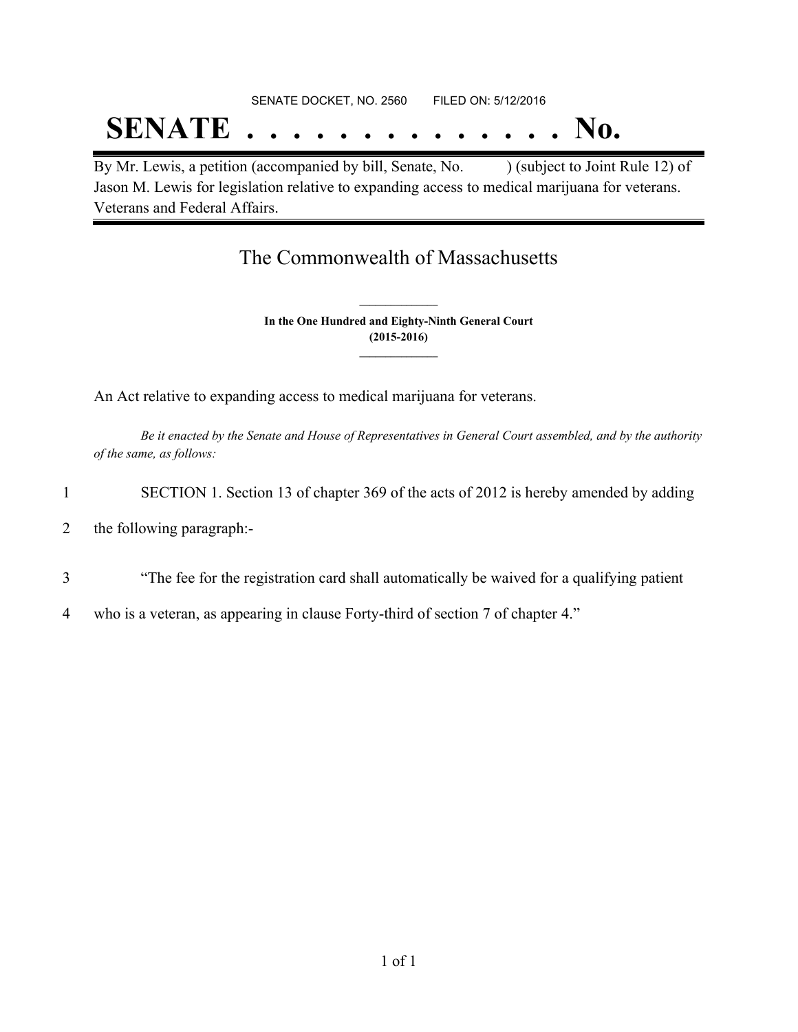SENATE DOCKET, NO. 2560 FILED ON: 5/12/2016

# SENATE . . . . . . . . . . . . . . No.

By Mr. Lewis, a petition (accompanied by bill, Senate, No. ) (subject to Joint Rule 12) of Jason M. Lewis for legislation relative to expanding access to medical marijuana for veterans. Veterans and Federal Affairs.

## The Commonwealth of Massachusetts

**In the One Hundred and Eighty-Ninth General Court**
**(2015-2016)**

An Act relative to expanding access to medical marijuana for veterans.

*Be it enacted by the Senate and House of Representatives in General Court assembled, and by the authority of the same, as follows:*

1 SECTION 1. Section 13 of chapter 369 of the acts of 2012 is hereby amended by adding
2 the following paragraph:-

3 "The fee for the registration card shall automatically be waived for a qualifying patient
4 who is a veteran, as appearing in clause Forty-third of section 7 of chapter 4."